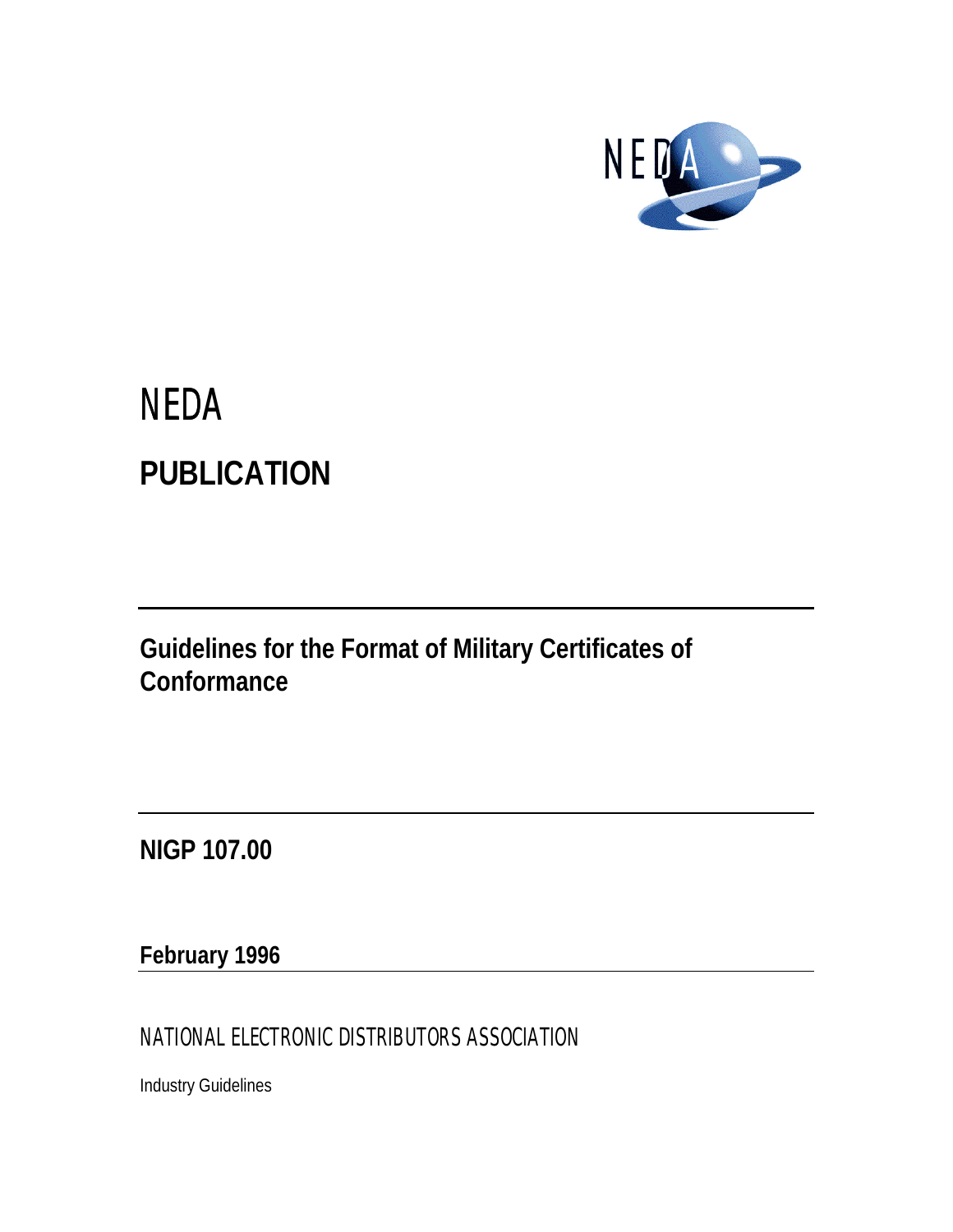# NEDA

## PUBLICATION

---

### Guidelines for the Format of Military Certificates of Conformance

---

**NIGP 107.00**

**February 1996**

---

NATIONAL ELECTRONIC DISTRIBUTORS ASSOCIATION

Industry Guidelines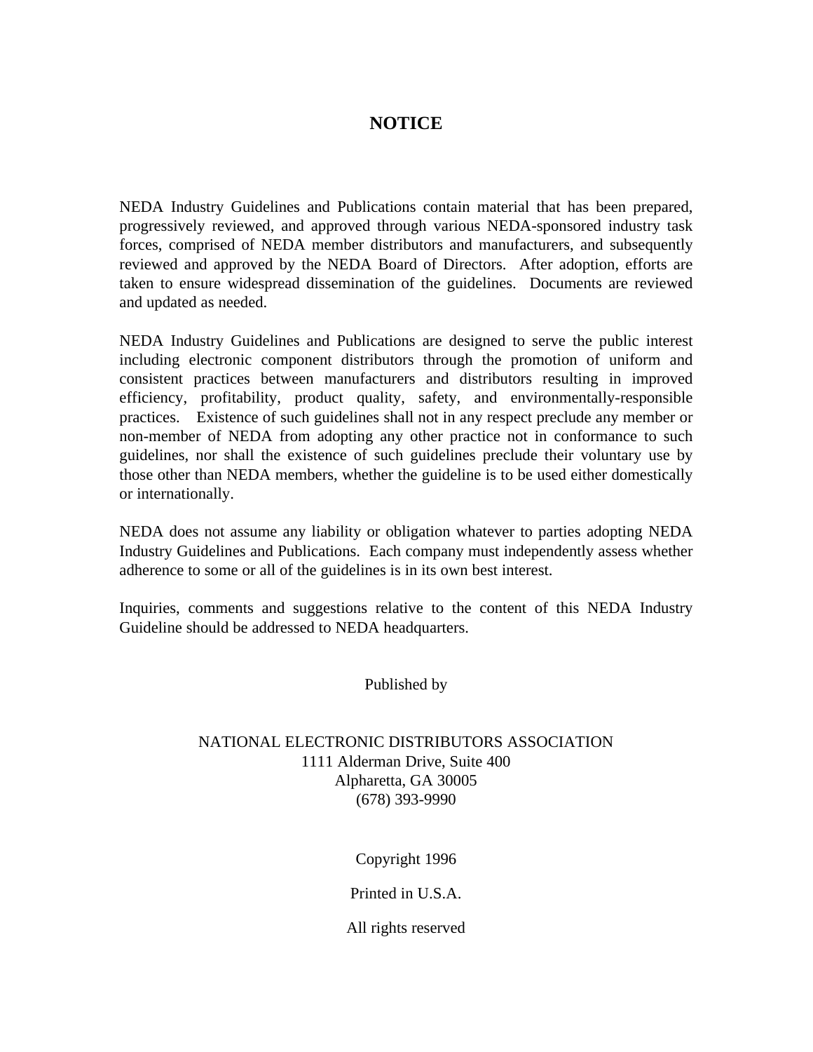# NOTICE

NEDA Industry Guidelines and Publications contain material that has been prepared, progressively reviewed, and approved through various NEDA-sponsored industry task forces, comprised of NEDA member distributors and manufacturers, and subsequently reviewed and approved by the NEDA Board of Directors. After adoption, efforts are taken to ensure widespread dissemination of the guidelines. Documents are reviewed and updated as needed.

NEDA Industry Guidelines and Publications are designed to serve the public interest including electronic component distributors through the promotion of uniform and consistent practices between manufacturers and distributors resulting in improved efficiency, profitability, product quality, safety, and environmentally-responsible practices. Existence of such guidelines shall not in any respect preclude any member or non-member of NEDA from adopting any other practice not in conformance to such guidelines, nor shall the existence of such guidelines preclude their voluntary use by those other than NEDA members, whether the guideline is to be used either domestically or internationally.

NEDA does not assume any liability or obligation whatever to parties adopting NEDA Industry Guidelines and Publications. Each company must independently assess whether adherence to some or all of the guidelines is in its own best interest.

Inquiries, comments and suggestions relative to the content of this NEDA Industry Guideline should be addressed to NEDA headquarters.

Published by

NATIONAL ELECTRONIC DISTRIBUTORS ASSOCIATION
1111 Alderman Drive, Suite 400
Alpharetta, GA 30005
(678) 393-9990

Copyright 1996

Printed in U.S.A.

All rights reserved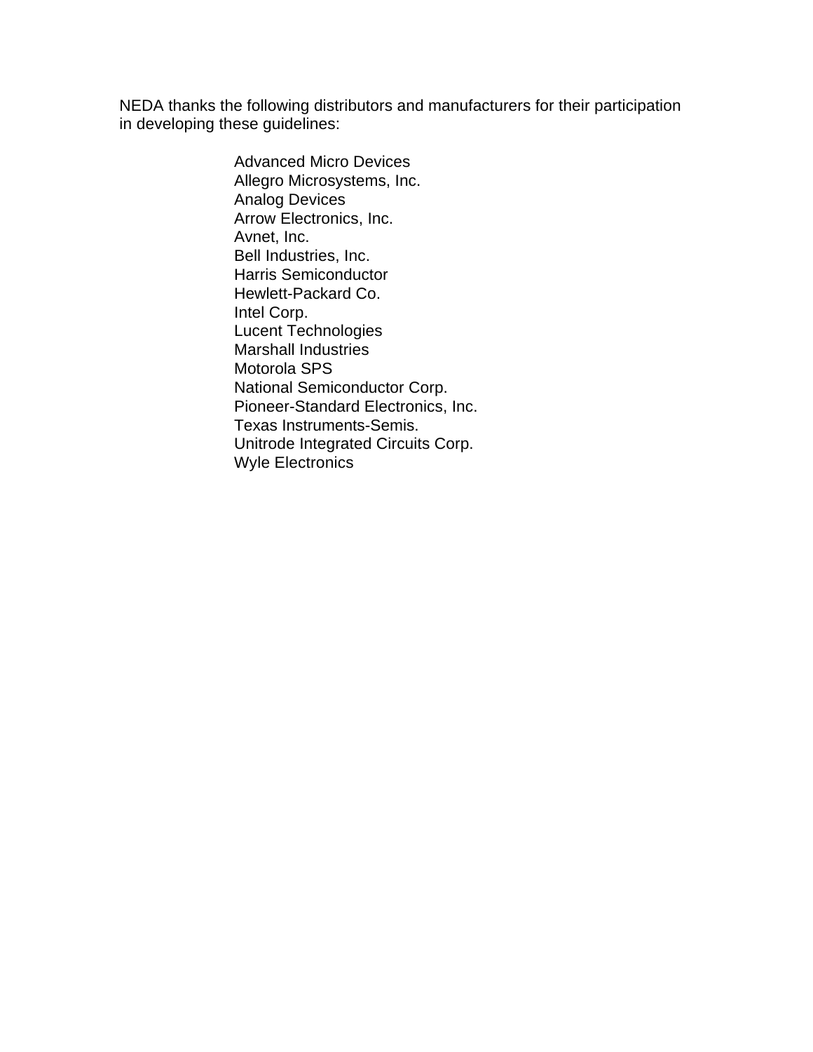NEDA thanks the following distributors and manufacturers for their participation in developing these guidelines:

- Advanced Micro Devices
- Allegro Microsystems, Inc.
- Analog Devices
- Arrow Electronics, Inc.
- Avnet, Inc.
- Bell Industries, Inc.
- Harris Semiconductor
- Hewlett-Packard Co.
- Intel Corp.
- Lucent Technologies
- Marshall Industries
- Motorola SPS
- National Semiconductor Corp.
- Pioneer-Standard Electronics, Inc.
- Texas Instruments-Semis.
- Unitrode Integrated Circuits Corp.
- Wyle Electronics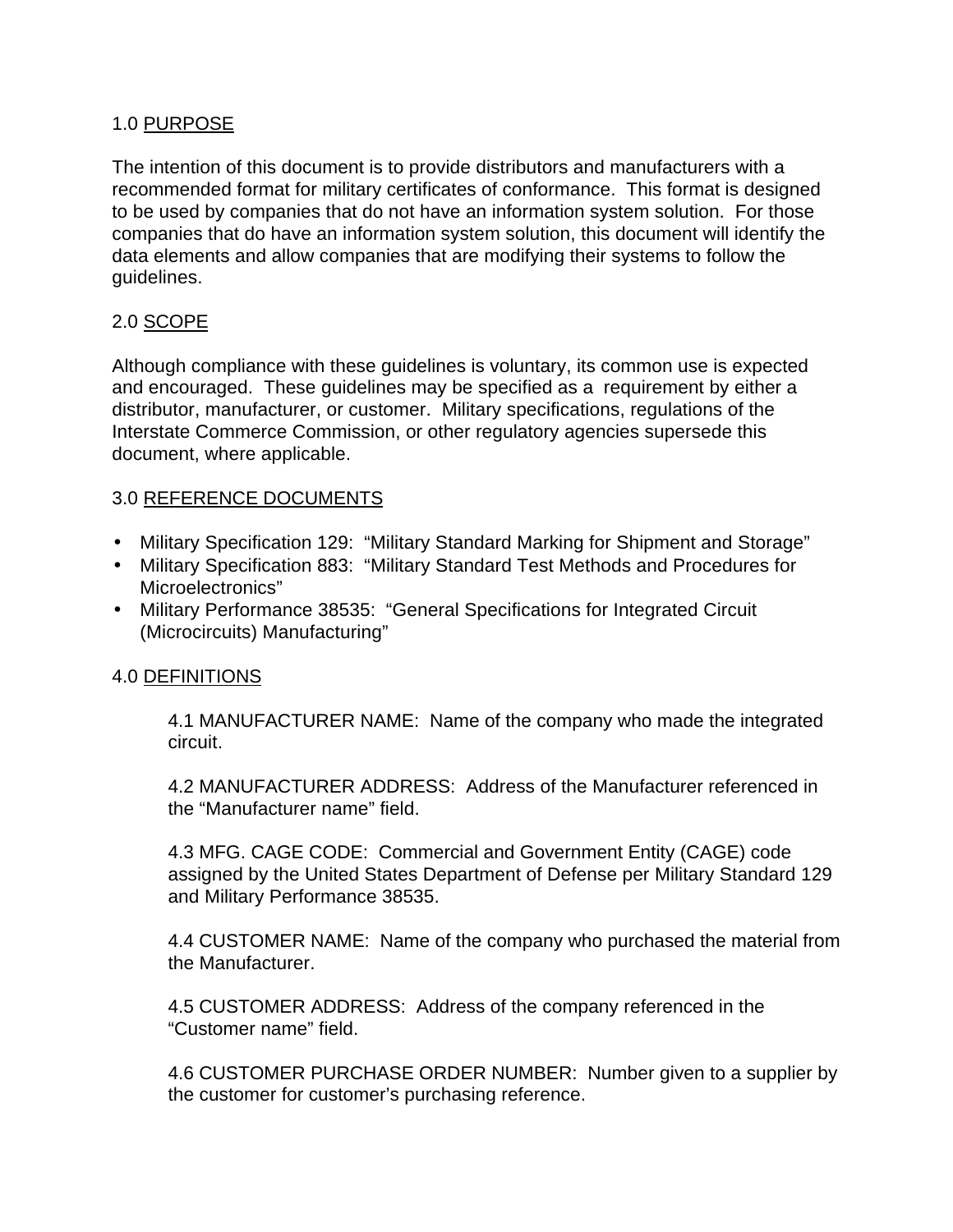## 1.0 PURPOSE

The intention of this document is to provide distributors and manufacturers with a recommended format for military certificates of conformance. This format is designed to be used by companies that do not have an information system solution. For those companies that do have an information system solution, this document will identify the data elements and allow companies that are modifying their systems to follow the guidelines.

## 2.0 SCOPE

Although compliance with these guidelines is voluntary, its common use is expected and encouraged. These guidelines may be specified as a requirement by either a distributor, manufacturer, or customer. Military specifications, regulations of the Interstate Commerce Commission, or other regulatory agencies supersede this document, where applicable.

## 3.0 REFERENCE DOCUMENTS

- Military Specification 129: "Military Standard Marking for Shipment and Storage"
- Military Specification 883: "Military Standard Test Methods and Procedures for Microelectronics"
- Military Performance 38535: "General Specifications for Integrated Circuit (Microcircuits) Manufacturing"

## 4.0 DEFINITIONS

4.1 MANUFACTURER NAME: Name of the company who made the integrated circuit.

4.2 MANUFACTURER ADDRESS: Address of the Manufacturer referenced in the "Manufacturer name" field.

4.3 MFG. CAGE CODE: Commercial and Government Entity (CAGE) code assigned by the United States Department of Defense per Military Standard 129 and Military Performance 38535.

4.4 CUSTOMER NAME: Name of the company who purchased the material from the Manufacturer.

4.5 CUSTOMER ADDRESS: Address of the company referenced in the "Customer name" field.

4.6 CUSTOMER PURCHASE ORDER NUMBER: Number given to a supplier by the customer for customer's purchasing reference.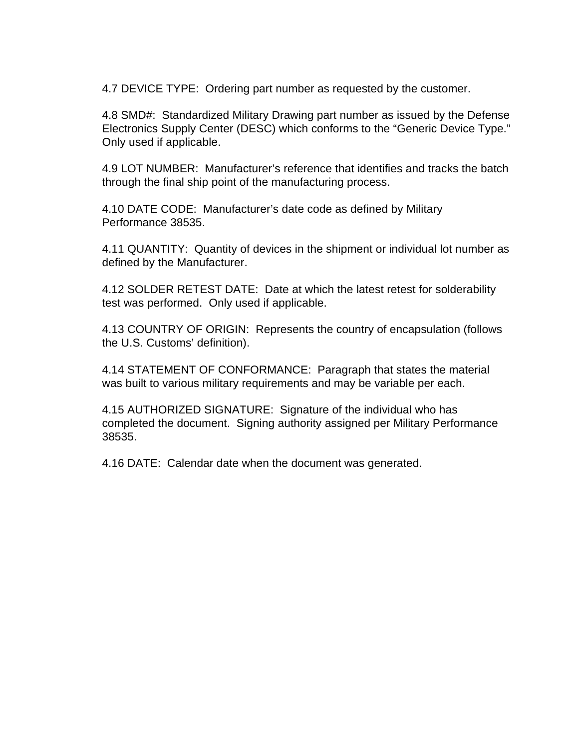4.7 DEVICE TYPE:  Ordering part number as requested by the customer.

4.8 SMD#:  Standardized Military Drawing part number as issued by the Defense Electronics Supply Center (DESC) which conforms to the “Generic Device Type.” Only used if applicable.

4.9 LOT NUMBER:  Manufacturer’s reference that identifies and tracks the batch through the final ship point of the manufacturing process.

4.10 DATE CODE:  Manufacturer’s date code as defined by Military Performance 38535.

4.11 QUANTITY:  Quantity of devices in the shipment or individual lot number as defined by the Manufacturer.

4.12 SOLDER RETEST DATE:  Date at which the latest retest for solderability test was performed.  Only used if applicable.

4.13 COUNTRY OF ORIGIN:  Represents the country of encapsulation (follows the U.S. Customs’ definition).

4.14 STATEMENT OF CONFORMANCE:  Paragraph that states the material was built to various military requirements and may be variable per each.

4.15 AUTHORIZED SIGNATURE:  Signature of the individual who has completed the document.  Signing authority assigned per Military Performance 38535.

4.16 DATE:  Calendar date when the document was generated.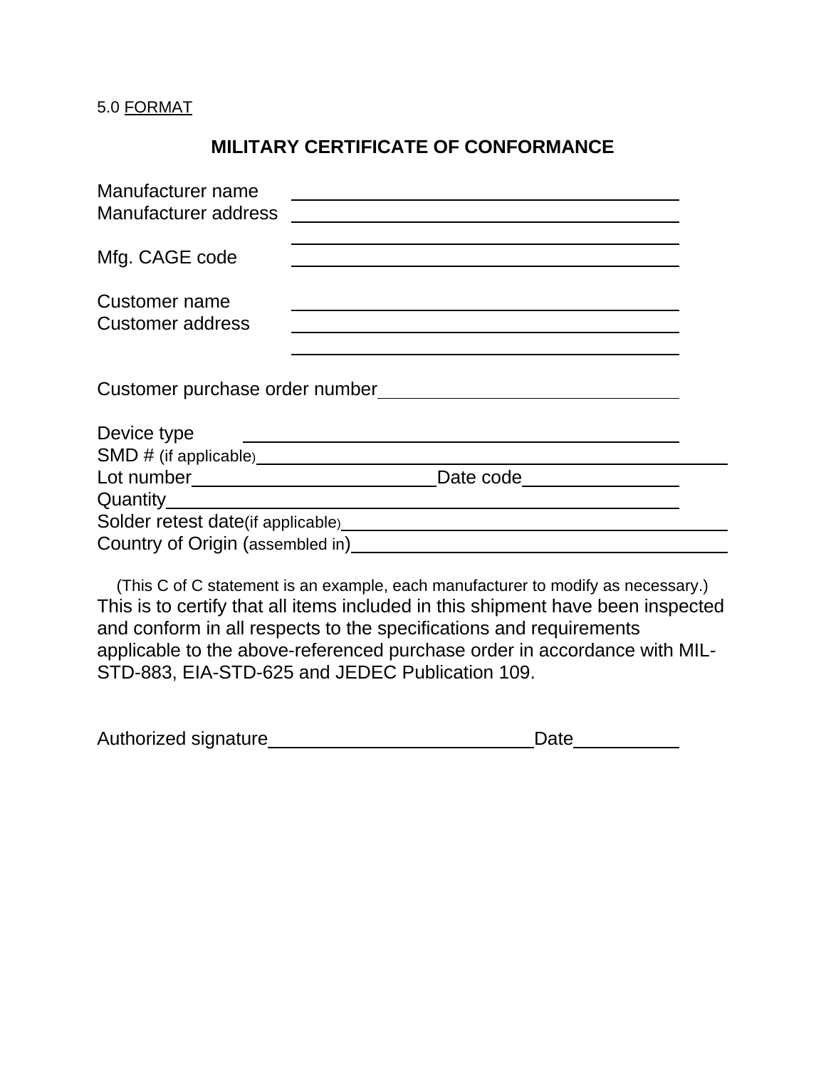5.0 FORMAT

## MILITARY CERTIFICATE OF CONFORMANCE

Manufacturer name ______________________________________

Manufacturer address ______________________________________

______________________________________

Mfg. CAGE code ______________________________________

Customer name ______________________________________

Customer address ______________________________________

______________________________________

Customer purchase order number ______________________________

Device type ______________________________________

SMD # (if applicable) ______________________________________

Lot number ____________________ Date code ______________

Quantity ______________________________________

Solder retest date (if applicable) ______________________________

Country of Origin (assembled in) ______________________________

(This C of C statement is an example, each manufacturer to modify as necessary.)

This is to certify that all items included in this shipment have been inspected and conform in all respects to the specifications and requirements applicable to the above-referenced purchase order in accordance with MIL-STD-883, EIA-STD-625 and JEDEC Publication 109.

Authorized signature ______________________ Date __________